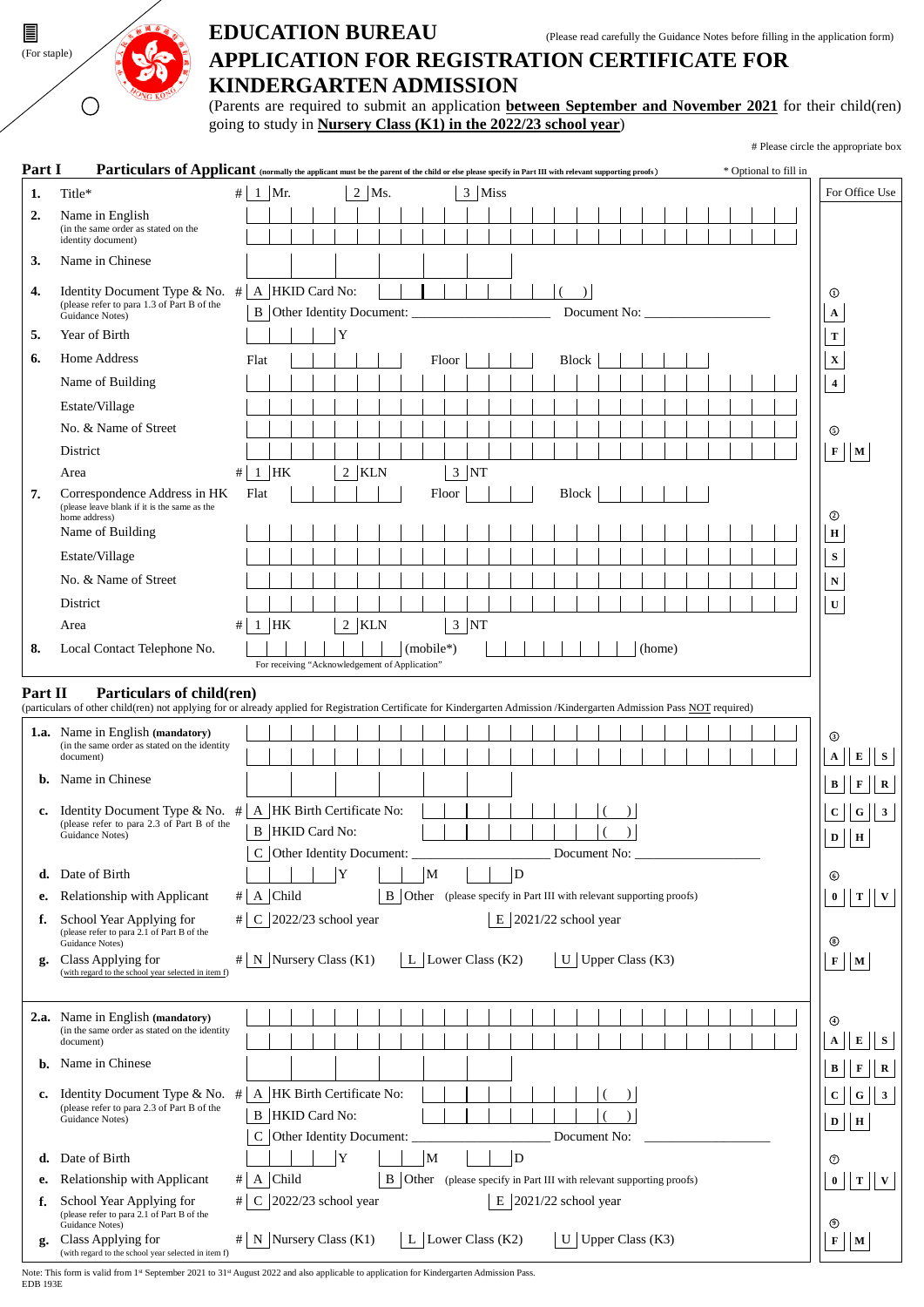(For staple)

# EDUCATION BUREAU

(Please read carefully the Guidance Notes before filling in the application form)

# APPLICATION FOR REGISTRATION CERTIFICATE FOR KINDERGARTEN ADMISSION

(Parents are required to submit an application **between September and November 2021** for their child(ren) going to study in **Nursery Class (K1) in the 2022/23 school year**)

# Please circle the appropriate box

## Part I Particulars of Applicant (normally the applicant must be the parent of the child or else please specify in Part III with relevant supporting proofs)

\* Optional to fill in

| | | | For Office Use |
|---|---|---|---|
| 1. | Title* | # 1 Mr. 2 Ms. 3 Miss | |
| 2. | Name in English (in the same order as stated on the identity document) | | |
| 3. | Name in Chinese | | |
| 4. | Identity Document Type & No. (please refer to para 1.3 of Part B of the Guidance Notes) | # A HKID Card No: ( ) <br> B Other Identity Document: \_\_\_\_\_\_ Document No: \_\_\_\_\_\_ | ① A |
| 5. | Year of Birth | Y | T |
| 6. | Home Address | Flat Floor Block | X |
| | Name of Building | | 4 |
| | Estate/Village | | |
| | No. & Name of Street | | ⑤ |
| | District | | F M |
| | Area | # 1 HK 2 KLN 3 NT | |
| 7. | Correspondence Address in HK (please leave blank if it is the same as the home address) | Flat Floor Block | ② |
| | Name of Building | | H |
| | Estate/Village | | S |
| | No. & Name of Street | | N |
| | District | | U |
| | Area | # 1 HK 2 KLN 3 NT | |
| 8. | Local Contact Telephone No. | (mobile\*) (home) <br> For receiving "Acknowledgement of Application" | |

## Part II Particulars of child(ren)

(particulars of other child(ren) not applying for or already applied for Registration Certificate for Kindergarten Admission /Kindergarten Admission Pass NOT required)

| | | | For Office Use |
|---|---|---|---|
| 1.a. | Name in English **(mandatory)** (in the same order as stated on the identity document) | | ③ A E S |
| b. | Name in Chinese | | B F R |
| c. | Identity Document Type & No. (please refer to para 2.3 of Part B of the Guidance Notes) | # A HK Birth Certificate No: ( ) <br> B HKID Card No: ( ) <br> C Other Identity Document: \_\_\_\_\_\_ Document No: \_\_\_\_\_\_ | C G 3 <br> D H |
| d. | Date of Birth | Y M D | ⑥ |
| e. | Relationship with Applicant | # A Child B Other (please specify in Part III with relevant supporting proofs) | 0 T V |
| f. | School Year Applying for (please refer to para 2.1 of Part B of the Guidance Notes) | # C 2022/23 school year E 2021/22 school year | ⑧ |
| g. | Class Applying for (with regard to the school year selected in item f) | # N Nursery Class (K1) L Lower Class (K2) U Upper Class (K3) | F M |
| 2.a. | Name in English **(mandatory)** (in the same order as stated on the identity document) | | ④ A E S |
| b. | Name in Chinese | | B F R |
| c. | Identity Document Type & No. (please refer to para 2.3 of Part B of the Guidance Notes) | # A HK Birth Certificate No: ( ) <br> B HKID Card No: ( ) <br> C Other Identity Document: \_\_\_\_\_\_ Document No: \_\_\_\_\_\_ | C G 3 <br> D H |
| d. | Date of Birth | Y M D | ⑦ |
| e. | Relationship with Applicant | # A Child B Other (please specify in Part III with relevant supporting proofs) | 0 T V |
| f. | School Year Applying for (please refer to para 2.1 of Part B of the Guidance Notes) | # C 2022/23 school year E 2021/22 school year | ⑨ |
| g. | Class Applying for (with regard to the school year selected in item f) | # N Nursery Class (K1) L Lower Class (K2) U Upper Class (K3) | F M |

Note: This form is valid from 1st September 2021 to 31st August 2022 and also applicable to application for Kindergarten Admission Pass.

EDB 193E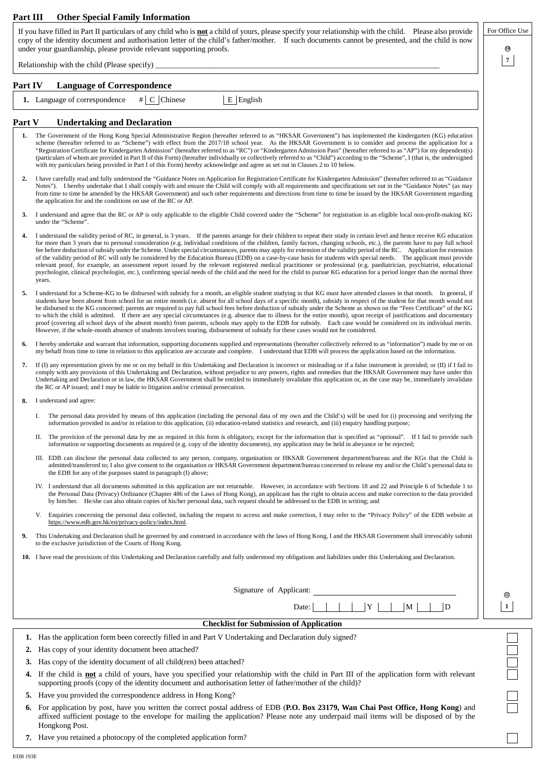## Part III Other Special Family Information

If you have filled in Part II particulars of any child who is **not** a child of yours, please specify your relationship with the child. Please also provide copy of the identity document and authorisation letter of the child's father/mother. If such documents cannot be presented, and the child is now under your guardianship, please provide relevant supporting proofs.

Relationship with the child (Please specify) ____________________________________________

For Office Use

⑩ 7

## Part IV Language of Correspondence

**1.** Language of correspondence # C Chinese E English

## Part V Undertaking and Declaration

**1.** The Government of the Hong Kong Special Administrative Region (hereafter referred to as "HKSAR Government") has implemented the kindergarten (KG) education scheme (hereafter referred to as "Scheme") with effect from the 2017/18 school year. As the HKSAR Government is to consider and process the application for a "Registration Certificate for Kindergarten Admission" (hereafter referred to as "RC") or "Kindergarten Admission Pass" (hereafter referred to as "AP") for my dependent(s) (particulars of whom are provided in Part II of this Form) (hereafter individually or collectively referred to as "Child") according to the "Scheme", I (that is, the undersigned with my particulars being provided in Part I of this Form) hereby acknowledge and agree as set out in Clauses 2 to 10 below.

**2.** I have carefully read and fully understood the "Guidance Notes on Application for Registration Certificate for Kindergarten Admission" (hereafter referred to as "Guidance Notes"). I hereby undertake that I shall comply with and ensure the Child will comply with all requirements and specifications set out in the "Guidance Notes" (as may from time to time be amended by the HKSAR Government) and such other requirements and directions from time to time be issued by the HKSAR Government regarding the application for and the conditions on use of the RC or AP.

**3.** I understand and agree that the RC or AP is only applicable to the eligible Child covered under the "Scheme" for registration in an eligible local non-profit-making KG under the "Scheme".

**4.** I understand the validity period of RC, in general, is 3 years. If the parents arrange for their children to repeat their study in certain level and hence receive KG education for more than 3 years due to personal consideration (e.g. individual conditions of the children, family factors, changing schools, etc.), the parents have to pay full school fee before deduction of subsidy under the Scheme. Under special circumstances, parents may apply for extension of the validity period of the RC. Application for extension of the validity period of RC will only be considered by the Education Bureau (EDB) on a case-by-case basis for students with special needs. The applicant must provide relevant proof, for example, an assessment report issued by the relevant registered medical practitioner or professional (e.g. paediatrician, psychiatrist, educational psychologist, clinical psychologist, etc.), confirming special needs of the child and the need for the child to pursue KG education for a period longer than the normal three years.

**5.** I understand for a Scheme-KG to be disbursed with subsidy for a month, an eligible student studying in that KG must have attended classes in that month. In general, if students have been absent from school for an entire month (i.e. absent for all school days of a specific month), subsidy in respect of the student for that month would not be disbursed to the KG concerned; parents are required to pay full school fees before deduction of subsidy under the Scheme as shown on the "Fees Certificate" of the KG to which the child is admitted. If there are any special circumstances (e.g. absence due to illness for the entire month), upon receipt of justifications and documentary proof (covering all school days of the absent month) from parents, schools may apply to the EDB for subsidy. Each case would be considered on its individual merits. However, if the whole-month absence of students involves touring, disbursement of subsidy for these cases would not be considered.

**6.** I hereby undertake and warrant that information, supporting documents supplied and representations (hereafter collectively referred to as "information") made by me or on my behalf from time to time in relation to this application are accurate and complete. I understand that EDB will process the application based on the information.

**7.** If (I) any representation given by me or on my behalf in this Undertaking and Declaration is incorrect or misleading or if a false instrument is provided; or (II) if I fail to comply with any provisions of this Undertaking and Declaration, without prejudice to any powers, rights and remedies that the HKSAR Government may have under this Undertaking and Declaration or in law, the HKSAR Government shall be entitled to immediately invalidate this application or, as the case may be, immediately invalidate the RC or AP issued; and I may be liable to litigation and/or criminal prosecution.

**8.** I understand and agree:

I. The personal data provided by means of this application (including the personal data of my own and the Child's) will be used for (i) processing and verifying the information provided in and/or in relation to this application, (ii) education-related statistics and research, and (iii) enquiry handling purpose;

II. The provision of the personal data by me as required in this form is obligatory, except for the information that is specified as "optional". If I fail to provide such information or supporting documents as required (e.g. copy of the identity documents), my application may be held in abeyance or be rejected;

III. EDB can disclose the personal data collected to any person, company, organisation or HKSAR Government department/bureau and the KGs that the Child is admitted/transferred to; I also give consent to the organisation or HKSAR Government department/bureau concerned to release my and/or the Child's personal data to the EDB for any of the purposes stated in paragraph (I) above;

IV. I understand that all documents submitted in this application are not returnable. However, in accordance with Sections 18 and 22 and Principle 6 of Schedule 1 to the Personal Data (Privacy) Ordinance (Chapter 486 of the Laws of Hong Kong), an applicant has the right to obtain access and make correction to the data provided by him/her. He/she can also obtain copies of his/her personal data, such request should be addressed to the EDB in writing; and

V. Enquiries concerning the personal data collected, including the request to access and make correction, I may refer to the "Privacy Policy" of the EDB website at https://www.edb.gov.hk/en/privacy-policy/index.html.

**9.** This Undertaking and Declaration shall be governed by and construed in accordance with the laws of Hong Kong, I and the HKSAR Government shall irrevocably submit to the exclusive jurisdiction of the Courts of Hong Kong.

**10.** I have read the provisions of this Undertaking and Declaration carefully and fully understood my obligations and liabilities under this Undertaking and Declaration.

Signature of Applicant: ____________________

Date: ☐☐☐☐ Y ☐☐ M ☐☐ D

⑪ 1

## Checklist for Submission of Application

1. Has the application form been correctly filled in and Part V Undertaking and Declaration duly signed? ☐
2. Has copy of your identity document been attached? ☐
3. Has copy of the identity document of all child(ren) been attached? ☐
4. If the child is **not** a child of yours, have you specified your relationship with the child in Part III of the application form with relevant supporting proofs (copy of the identity document and authorisation letter of father/mother of the child)? ☐
5. Have you provided the correspondence address in Hong Kong? ☐
6. For application by post, have you written the correct postal address of EDB (**P.O. Box 23179, Wan Chai Post Office, Hong Kong**) and affixed sufficient postage to the envelope for mailing the application? Please note any underpaid mail items will be disposed of by the Hongkong Post. ☐
7. Have you retained a photocopy of the completed application form? ☐

EDB 193E